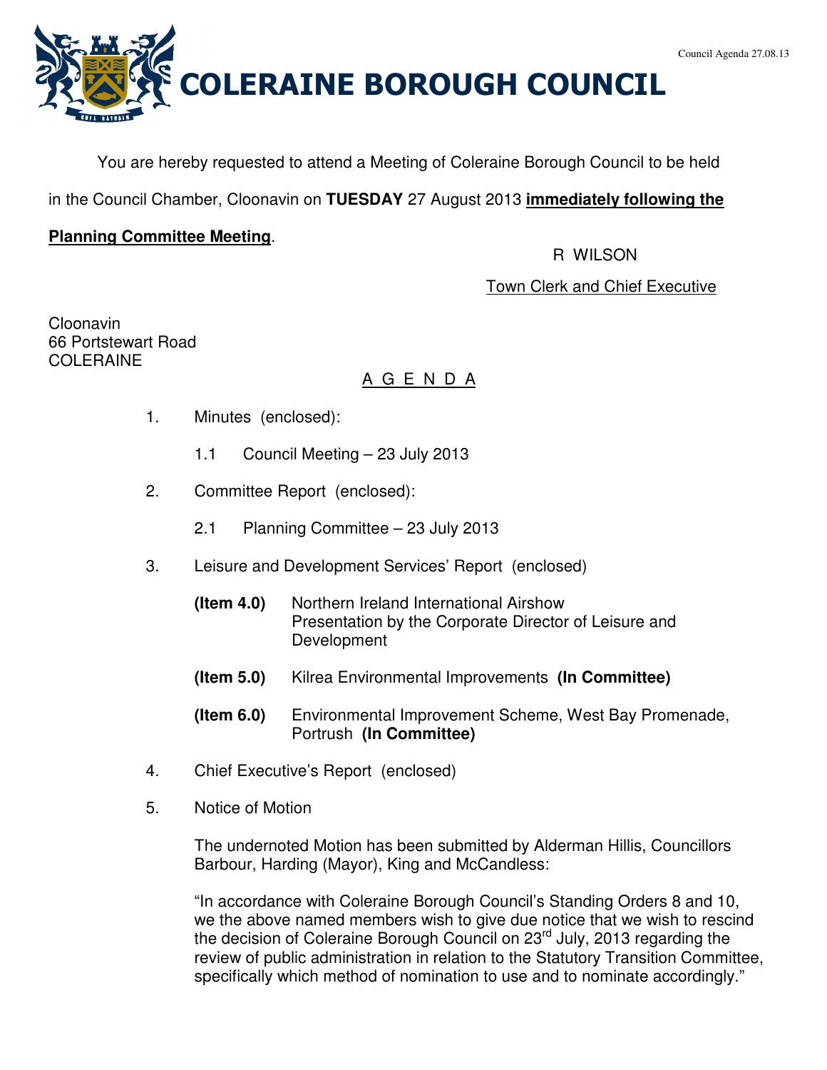# COLERAINE BOROUGH COUNCIL

You are hereby requested to attend a Meeting of Coleraine Borough Council to be held in the Council Chamber, Cloonavin on **TUESDAY** 27 August 2013 **immediately following the Planning Committee Meeting**.

R WILSON

Town Clerk and Chief Executive

Cloonavin
66 Portstewart Road
COLERAINE

## A G E N D A

1. Minutes (enclosed):

   1.1 Council Meeting – 23 July 2013

2. Committee Report (enclosed):

   2.1 Planning Committee – 23 July 2013

3. Leisure and Development Services' Report (enclosed)

   **(Item 4.0)** Northern Ireland International Airshow
   Presentation by the Corporate Director of Leisure and Development

   **(Item 5.0)** Kilrea Environmental Improvements **(In Committee)**

   **(Item 6.0)** Environmental Improvement Scheme, West Bay Promenade, Portrush **(In Committee)**

4. Chief Executive's Report (enclosed)

5. Notice of Motion

   The undernoted Motion has been submitted by Alderman Hillis, Councillors Barbour, Harding (Mayor), King and McCandless:

   "In accordance with Coleraine Borough Council's Standing Orders 8 and 10, we the above named members wish to give due notice that we wish to rescind the decision of Coleraine Borough Council on 23rd July, 2013 regarding the review of public administration in relation to the Statutory Transition Committee, specifically which method of nomination to use and to nominate accordingly."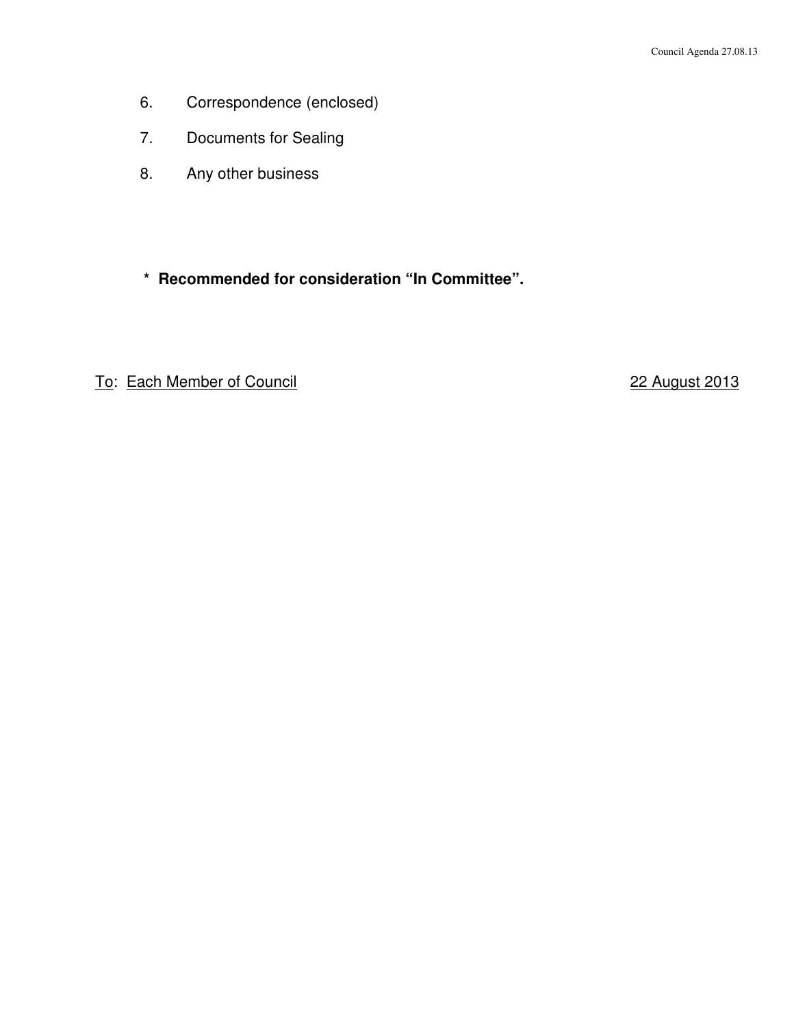6. Correspondence (enclosed)

7. Documents for Sealing

8. Any other business

**\* Recommended for consideration "In Committee".**

<u>To</u>: <u>Each Member of Council</u> <u>22 August 2013</u>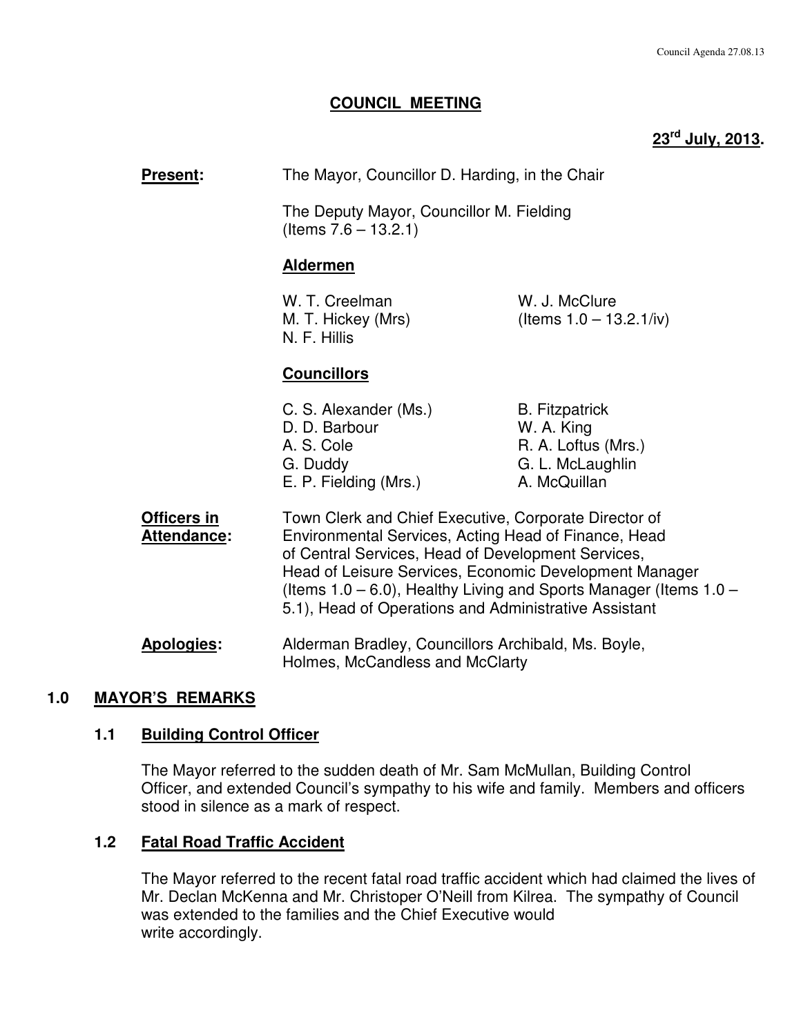# COUNCIL MEETING

**23rd July, 2013.**

**Present:** The Mayor, Councillor D. Harding, in the Chair

The Deputy Mayor, Councillor M. Fielding (Items 7.6 – 13.2.1)

**Aldermen**

W. T. Creelman
M. T. Hickey (Mrs)
N. F. Hillis
W. J. McClure (Items 1.0 – 13.2.1/iv)

**Councillors**

C. S. Alexander (Ms.)
D. D. Barbour
A. S. Cole
G. Duddy
E. P. Fielding (Mrs.)
B. Fitzpatrick
W. A. King
R. A. Loftus (Mrs.)
G. L. McLaughlin
A. McQuillan

**Officers in Attendance:** Town Clerk and Chief Executive, Corporate Director of Environmental Services, Acting Head of Finance, Head of Central Services, Head of Development Services, Head of Leisure Services, Economic Development Manager (Items 1.0 – 6.0), Healthy Living and Sports Manager (Items 1.0 – 5.1), Head of Operations and Administrative Assistant

**Apologies:** Alderman Bradley, Councillors Archibald, Ms. Boyle, Holmes, McCandless and McClarty

## 1.0 MAYOR'S REMARKS

### 1.1 Building Control Officer

The Mayor referred to the sudden death of Mr. Sam McMullan, Building Control Officer, and extended Council's sympathy to his wife and family. Members and officers stood in silence as a mark of respect.

### 1.2 Fatal Road Traffic Accident

The Mayor referred to the recent fatal road traffic accident which had claimed the lives of Mr. Declan McKenna and Mr. Christoper O'Neill from Kilrea. The sympathy of Council was extended to the families and the Chief Executive would write accordingly.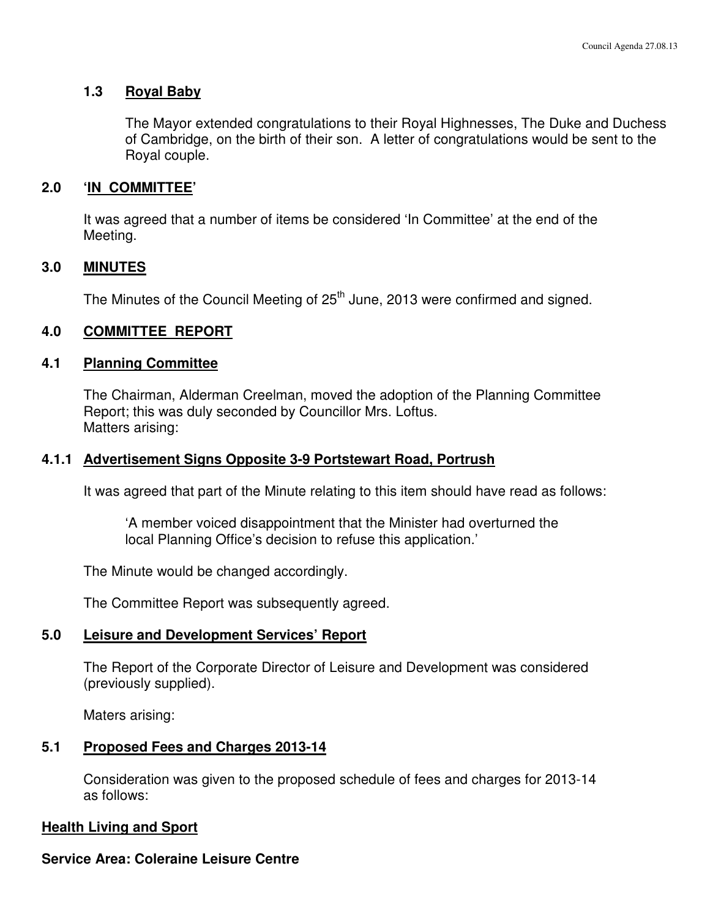### 1.3 Royal Baby

The Mayor extended congratulations to their Royal Highnesses, The Duke and Duchess of Cambridge, on the birth of their son. A letter of congratulations would be sent to the Royal couple.

### 2.0 'IN COMMITTEE'

It was agreed that a number of items be considered 'In Committee' at the end of the Meeting.

### 3.0 MINUTES

The Minutes of the Council Meeting of 25th June, 2013 were confirmed and signed.

### 4.0 COMMITTEE REPORT

### 4.1 Planning Committee

The Chairman, Alderman Creelman, moved the adoption of the Planning Committee Report; this was duly seconded by Councillor Mrs. Loftus.
Matters arising:

### 4.1.1 Advertisement Signs Opposite 3-9 Portstewart Road, Portrush

It was agreed that part of the Minute relating to this item should have read as follows:

> 'A member voiced disappointment that the Minister had overturned the local Planning Office's decision to refuse this application.'

The Minute would be changed accordingly.

The Committee Report was subsequently agreed.

### 5.0 Leisure and Development Services' Report

The Report of the Corporate Director of Leisure and Development was considered (previously supplied).

Maters arising:

### 5.1 Proposed Fees and Charges 2013-14

Consideration was given to the proposed schedule of fees and charges for 2013-14 as follows:

**Health Living and Sport**

**Service Area: Coleraine Leisure Centre**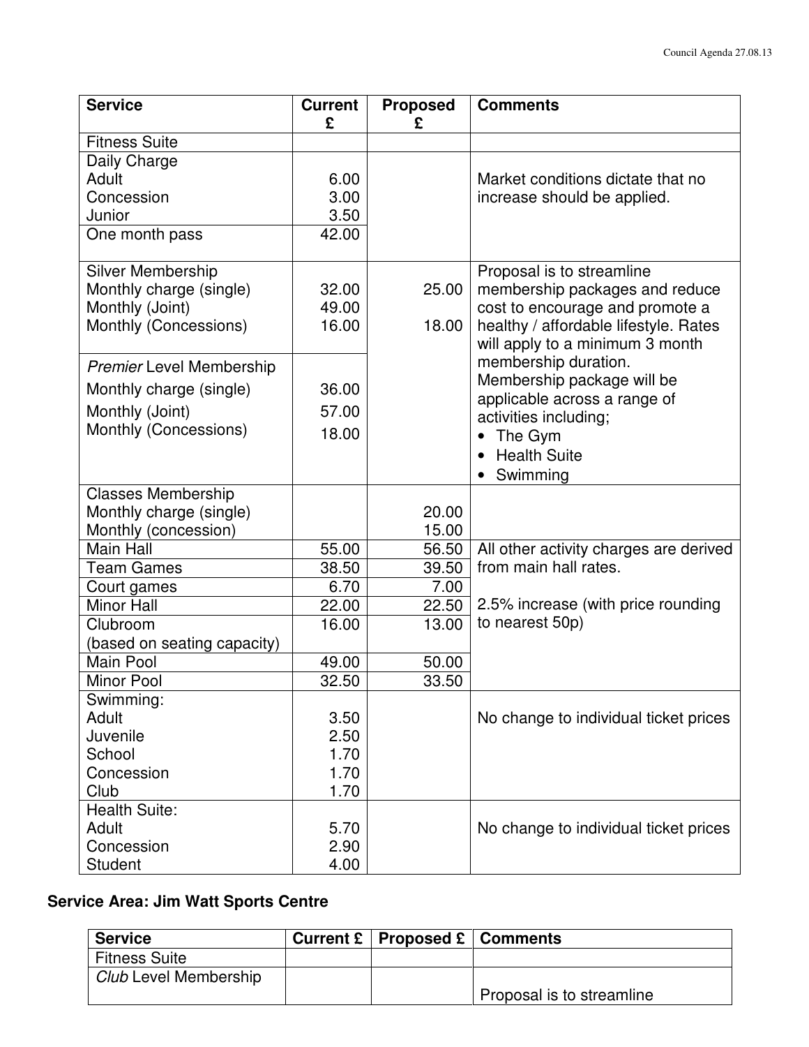| Service | Current £ | Proposed £ | Comments |
|---|---|---|---|
| Fitness Suite | | | |
| Daily Charge<br>Adult<br>Concession<br>Junior | <br>6.00<br>3.00<br>3.50 | | Market conditions dictate that no increase should be applied. |
| One month pass | 42.00 | | |
| Silver Membership<br>Monthly charge (single)<br>Monthly (Joint)<br>Monthly (Concessions) | <br>32.00<br>49.00<br>16.00 | <br>25.00<br><br>18.00 | Proposal is to streamline membership packages and reduce cost to encourage and promote a healthy / affordable lifestyle. Rates will apply to a minimum 3 month membership duration.<br>Membership package will be applicable across a range of activities including;<br>• The Gym<br>• Health Suite<br>• Swimming |
| *Premier* Level Membership<br>Monthly charge (single)<br>Monthly (Joint)<br>Monthly (Concessions) | <br>36.00<br>57.00<br>18.00 | | |
| Classes Membership<br>Monthly charge (single)<br>Monthly (concession) | | <br>20.00<br>15.00 | |
| Main Hall | 55.00 | 56.50 | All other activity charges are derived from main hall rates.<br><br>2.5% increase (with price rounding to nearest 50p) |
| Team Games | 38.50 | 39.50 | |
| Court games | 6.70 | 7.00 | |
| Minor Hall | 22.00 | 22.50 | |
| Clubroom<br>(based on seating capacity) | 16.00 | 13.00 | |
| Main Pool | 49.00 | 50.00 | |
| Minor Pool | 32.50 | 33.50 | |
| Swimming:<br>Adult<br>Juvenile<br>School<br>Concession<br>Club | <br>3.50<br>2.50<br>1.70<br>1.70<br>1.70 | | No change to individual ticket prices |
| Health Suite:<br>Adult<br>Concession<br>Student | <br>5.70<br>2.90<br>4.00 | | No change to individual ticket prices |

**Service Area: Jim Watt Sports Centre**

| Service | Current £ | Proposed £ | Comments |
|---|---|---|---|
| Fitness Suite | | | |
| *Club* Level Membership | | | Proposal is to streamline |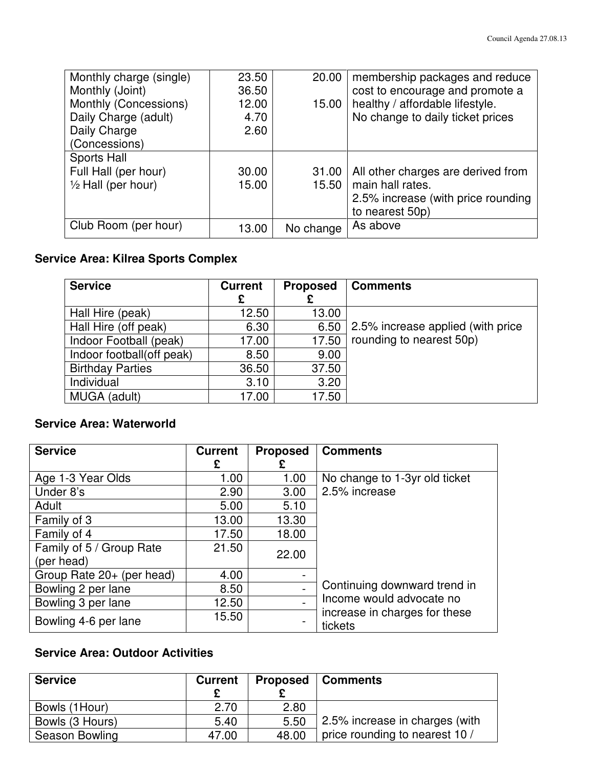| | | | |
|---|---|---|---|
| Monthly charge (single)<br>Monthly (Joint)<br>Monthly (Concessions)<br>Daily Charge (adult)<br>Daily Charge (Concessions) | 23.50<br>36.50<br>12.00<br>4.70<br>2.60 | 20.00<br><br>15.00 | membership packages and reduce cost to encourage and promote a healthy / affordable lifestyle.<br>No change to daily ticket prices |
| Sports Hall<br>Full Hall (per hour)<br>½ Hall (per hour) | <br>30.00<br>15.00 | <br>31.00<br>15.50 | All other charges are derived from main hall rates.<br>2.5% increase (with price rounding to nearest 50p) |
| Club Room (per hour) | 13.00 | No change | As above |

**Service Area: Kilrea Sports Complex**

| Service | Current £ | Proposed £ | Comments |
|---|---|---|---|
| Hall Hire (peak) | 12.50 | 13.00 | 2.5% increase applied (with price rounding to nearest 50p) |
| Hall Hire (off peak) | 6.30 | 6.50 | |
| Indoor Football (peak) | 17.00 | 17.50 | |
| Indoor football(off peak) | 8.50 | 9.00 | |
| Birthday Parties | 36.50 | 37.50 | |
| Individual | 3.10 | 3.20 | |
| MUGA (adult) | 17.00 | 17.50 | |

**Service Area: Waterworld**

| Service | Current £ | Proposed £ | Comments |
|---|---|---|---|
| Age 1-3 Year Olds | 1.00 | 1.00 | No change to 1-3yr old ticket<br>2.5% increase |
| Under 8's | 2.90 | 3.00 | |
| Adult | 5.00 | 5.10 | |
| Family of 3 | 13.00 | 13.30 | |
| Family of 4 | 17.50 | 18.00 | |
| Family of 5 / Group Rate (per head) | 21.50 | 22.00 | |
| Group Rate 20+ (per head) | 4.00 | - | |
| Bowling 2 per lane | 8.50 | - | Continuing downward trend in Income would advocate no increase in charges for these tickets |
| Bowling 3 per lane | 12.50 | - | |
| Bowling 4-6 per lane | 15.50 | - | |

**Service Area: Outdoor Activities**

| Service | Current £ | Proposed £ | Comments |
|---|---|---|---|
| Bowls (1Hour) | 2.70 | 2.80 | 2.5% increase in charges (with price rounding to nearest 10 / |
| Bowls (3 Hours) | 5.40 | 5.50 | |
| Season Bowling | 47.00 | 48.00 | |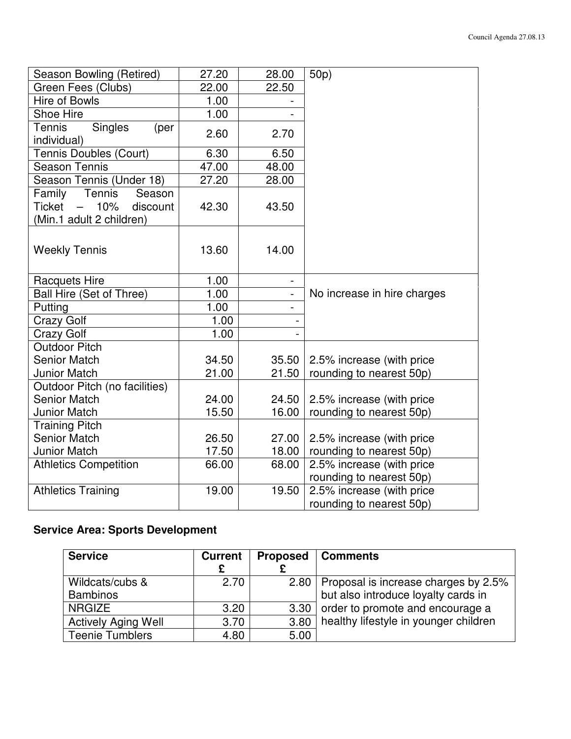| | | | |
|---|---|---|---|
| Season Bowling (Retired) | 27.20 | 28.00 | 50p) |
| Green Fees (Clubs) | 22.00 | 22.50 | |
| Hire of Bowls | 1.00 | - | |
| Shoe Hire | 1.00 | - | |
| Tennis Singles (per individual) | 2.60 | 2.70 | |
| Tennis Doubles (Court) | 6.30 | 6.50 | |
| Season Tennis | 47.00 | 48.00 | |
| Season Tennis (Under 18) | 27.20 | 28.00 | |
| Family Tennis Season Ticket – 10% discount (Min.1 adult 2 children) | 42.30 | 43.50 | |
| Weekly Tennis | 13.60 | 14.00 | |
| Racquets Hire | 1.00 | - | No increase in hire charges |
| Ball Hire (Set of Three) | 1.00 | - | |
| Putting | 1.00 | - | |
| Crazy Golf | 1.00 | - | |
| Crazy Golf | 1.00 | - | |
| Outdoor Pitch<br>Senior Match<br>Junior Match | <br>34.50<br>21.00 | <br>35.50<br>21.50 | 2.5% increase (with price rounding to nearest 50p) |
| Outdoor Pitch (no facilities)<br>Senior Match<br>Junior Match | <br>24.00<br>15.50 | <br>24.50<br>16.00 | 2.5% increase (with price rounding to nearest 50p) |
| Training Pitch<br>Senior Match<br>Junior Match | <br>26.50<br>17.50 | <br>27.00<br>18.00 | 2.5% increase (with price rounding to nearest 50p) |
| Athletics Competition | 66.00 | 68.00 | 2.5% increase (with price rounding to nearest 50p) |
| Athletics Training | 19.00 | 19.50 | 2.5% increase (with price rounding to nearest 50p) |

**Service Area: Sports Development**

| Service | Current £ | Proposed £ | Comments |
|---|---|---|---|
| Wildcats/cubs & Bambinos | 2.70 | 2.80 | Proposal is increase charges by 2.5% but also introduce loyalty cards in order to promote and encourage a healthy lifestyle in younger children |
| NRGIZE | 3.20 | 3.30 | |
| Actively Aging Well | 3.70 | 3.80 | |
| Teenie Tumblers | 4.80 | 5.00 | |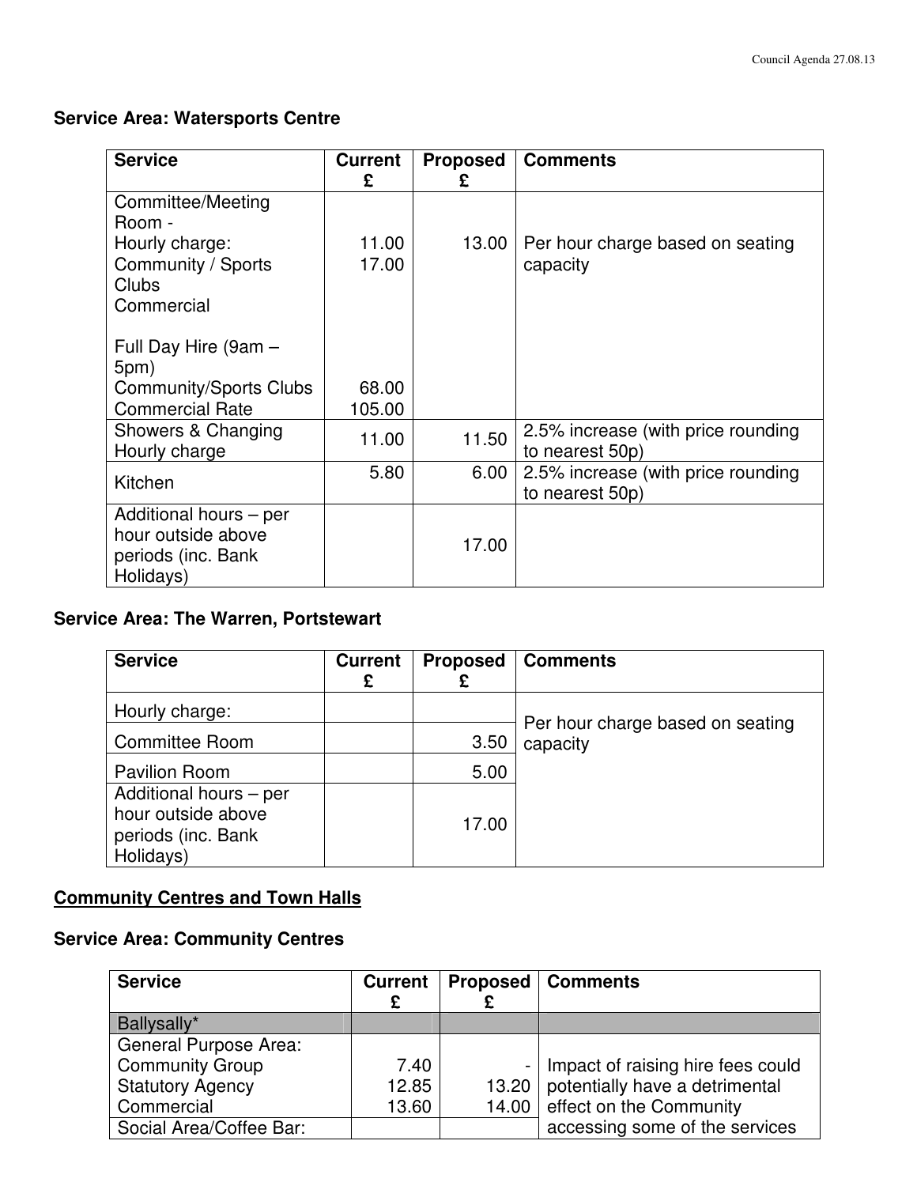**Service Area: Watersports Centre**

| Service | Current £ | Proposed £ | Comments |
|---|---|---|---|
| Committee/Meeting Room -<br>Hourly charge:<br>Community / Sports Clubs<br>Commercial<br><br>Full Day Hire (9am – 5pm)<br>Community/Sports Clubs<br>Commercial Rate | <br><br>11.00<br>17.00<br><br><br>68.00<br>105.00 | <br><br>13.00 | Per hour charge based on seating capacity |
| Showers & Changing Hourly charge | 11.00 | 11.50 | 2.5% increase (with price rounding to nearest 50p) |
| Kitchen | 5.80 | 6.00 | 2.5% increase (with price rounding to nearest 50p) |
| Additional hours – per hour outside above periods (inc. Bank Holidays) | | 17.00 | |

**Service Area: The Warren, Portstewart**

| Service | Current £ | Proposed £ | Comments |
|---|---|---|---|
| Hourly charge: | | | Per hour charge based on seating capacity |
| Committee Room | | 3.50 | |
| Pavilion Room | | 5.00 | |
| Additional hours – per hour outside above periods (inc. Bank Holidays) | | 17.00 | |

<u>**Community Centres and Town Halls**</u>

**Service Area: Community Centres**

| Service | Current £ | Proposed £ | Comments |
|---|---|---|---|
| Ballysally* | | | |
| General Purpose Area:<br>Community Group<br>Statutory Agency<br>Commercial | <br>7.40<br>12.85<br>13.60 | <br>-<br>13.20<br>14.00 | Impact of raising hire fees could potentially have a detrimental effect on the Community accessing some of the services |
| Social Area/Coffee Bar: | | | |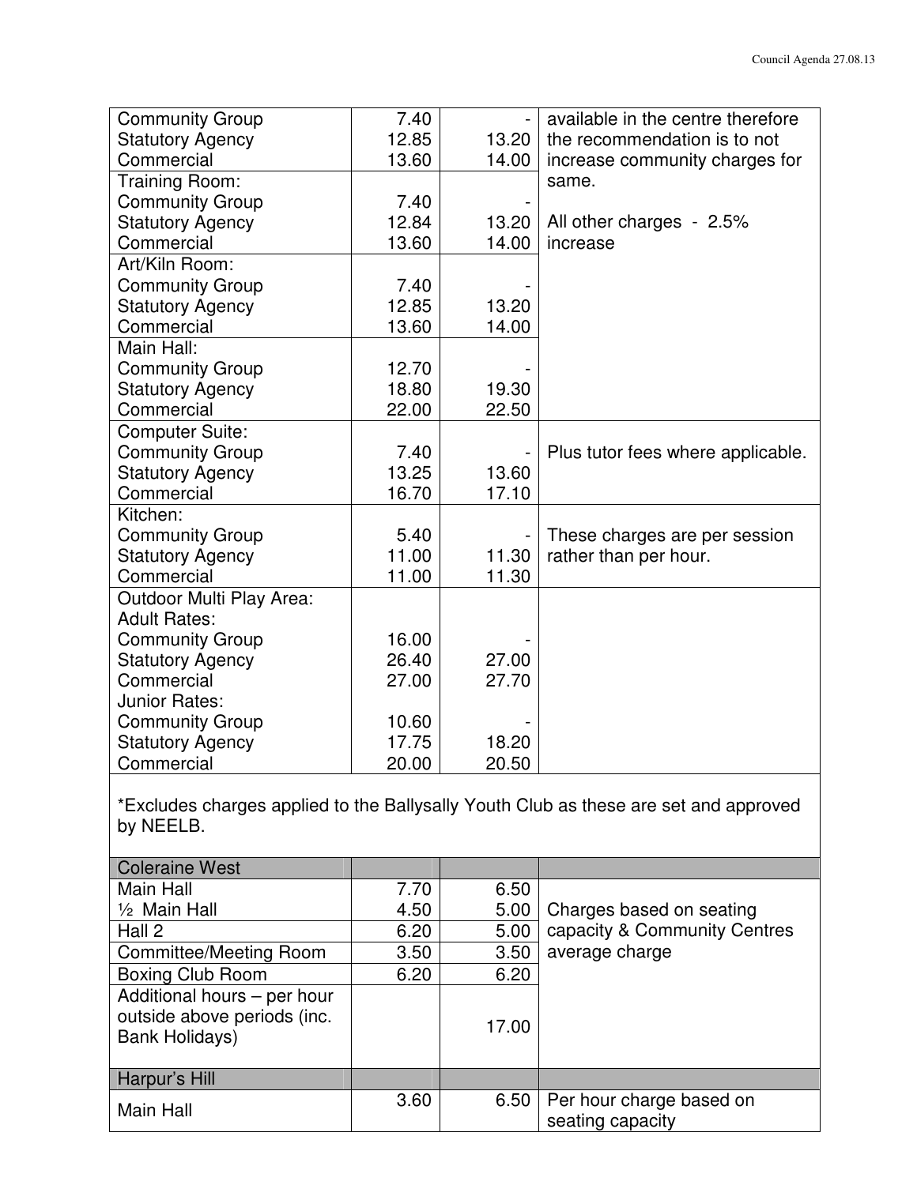| | | | |
|---|---|---|---|
| Community Group | 7.40 | - | available in the centre therefore the recommendation is to not increase community charges for same. |
| Statutory Agency | 12.85 | 13.20 | |
| Commercial | 13.60 | 14.00 | |
| Training Room: | | | |
| Community Group | 7.40 | - | All other charges - 2.5% increase |
| Statutory Agency | 12.84 | 13.20 | |
| Commercial | 13.60 | 14.00 | |
| Art/Kiln Room: | | | |
| Community Group | 7.40 | - | |
| Statutory Agency | 12.85 | 13.20 | |
| Commercial | 13.60 | 14.00 | |
| Main Hall: | | | |
| Community Group | 12.70 | - | |
| Statutory Agency | 18.80 | 19.30 | |
| Commercial | 22.00 | 22.50 | |
| Computer Suite: | | | |
| Community Group | 7.40 | - | Plus tutor fees where applicable. |
| Statutory Agency | 13.25 | 13.60 | |
| Commercial | 16.70 | 17.10 | |
| Kitchen: | | | |
| Community Group | 5.40 | - | These charges are per session rather than per hour. |
| Statutory Agency | 11.00 | 11.30 | |
| Commercial | 11.00 | 11.30 | |
| Outdoor Multi Play Area: | | | |
| Adult Rates: | | | |
| Community Group | 16.00 | - | |
| Statutory Agency | 26.40 | 27.00 | |
| Commercial | 27.00 | 27.70 | |
| Junior Rates: | | | |
| Community Group | 10.60 | - | |
| Statutory Agency | 17.75 | 18.20 | |
| Commercial | 20.00 | 20.50 | |

*Excludes charges applied to the Ballysally Youth Club as these are set and approved by NEELB.

| Coleraine West | | | |
|---|---|---|---|
| Main Hall | 7.70 | 6.50 | Charges based on seating capacity & Community Centres average charge |
| ½ Main Hall | 4.50 | 5.00 | |
| Hall 2 | 6.20 | 5.00 | |
| Committee/Meeting Room | 3.50 | 3.50 | |
| Boxing Club Room | 6.20 | 6.20 | |
| Additional hours – per hour outside above periods (inc. Bank Holidays) | | 17.00 | |
| **Harpur's Hill** | | | |
| Main Hall | 3.60 | 6.50 | Per hour charge based on seating capacity |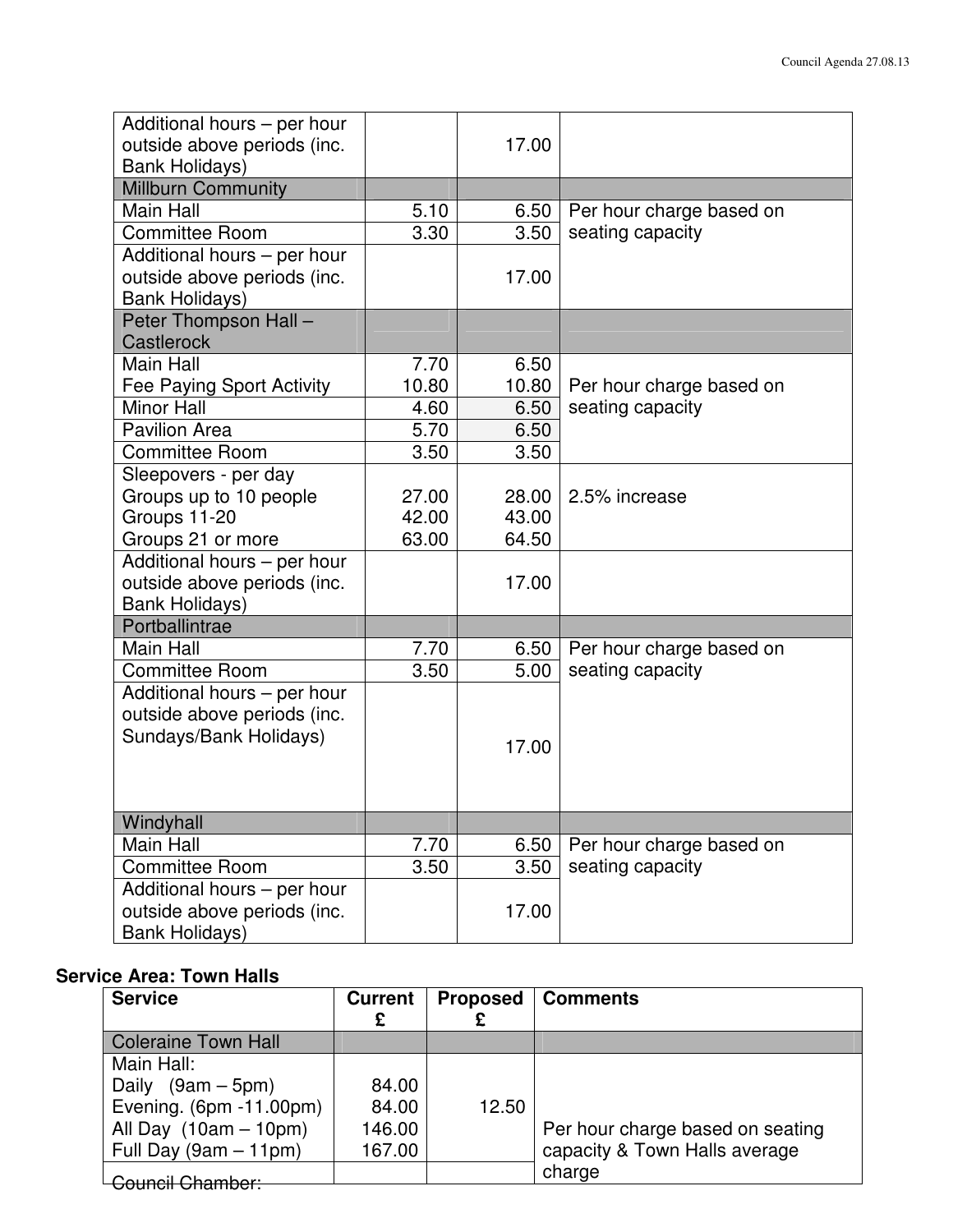| | | | |
|---|---|---|---|
| Additional hours – per hour outside above periods (inc. Bank Holidays) | | 17.00 | |
| Millburn Community | | | |
| Main Hall | 5.10 | 6.50 | Per hour charge based on seating capacity |
| Committee Room | 3.30 | 3.50 | |
| Additional hours – per hour outside above periods (inc. Bank Holidays) | | 17.00 | |
| Peter Thompson Hall – Castlerock | | | |
| Main Hall<br>Fee Paying Sport Activity | 7.70<br>10.80 | 6.50<br>10.80 | Per hour charge based on seating capacity |
| Minor Hall | 4.60 | 6.50 | |
| Pavilion Area | 5.70 | 6.50 | |
| Committee Room | 3.50 | 3.50 | |
| Sleepovers - per day<br>Groups up to 10 people<br>Groups 11-20<br>Groups 21 or more | <br>27.00<br>42.00<br>63.00 | <br>28.00<br>43.00<br>64.50 | 2.5% increase |
| Additional hours – per hour outside above periods (inc. Bank Holidays) | | 17.00 | |
| Portballintrae | | | |
| Main Hall | 7.70 | 6.50 | Per hour charge based on seating capacity |
| Committee Room | 3.50 | 5.00 | |
| Additional hours – per hour outside above periods (inc. Sundays/Bank Holidays) | | 17.00 | |
| Windyhall | | | |
| Main Hall | 7.70 | 6.50 | Per hour charge based on seating capacity |
| Committee Room | 3.50 | 3.50 | |
| Additional hours – per hour outside above periods (inc. Bank Holidays) | | 17.00 | |

**Service Area: Town Halls**

| Service | Current £ | Proposed £ | Comments |
|---|---|---|---|
| Coleraine Town Hall | | | |
| Main Hall:<br>Daily (9am – 5pm)<br>Evening. (6pm -11.00pm)<br>All Day (10am – 10pm)<br>Full Day (9am – 11pm) | <br>84.00<br>84.00<br>146.00<br>167.00 | 12.50 | Per hour charge based on seating capacity & Town Halls average charge |
| Council Chamber: | | | |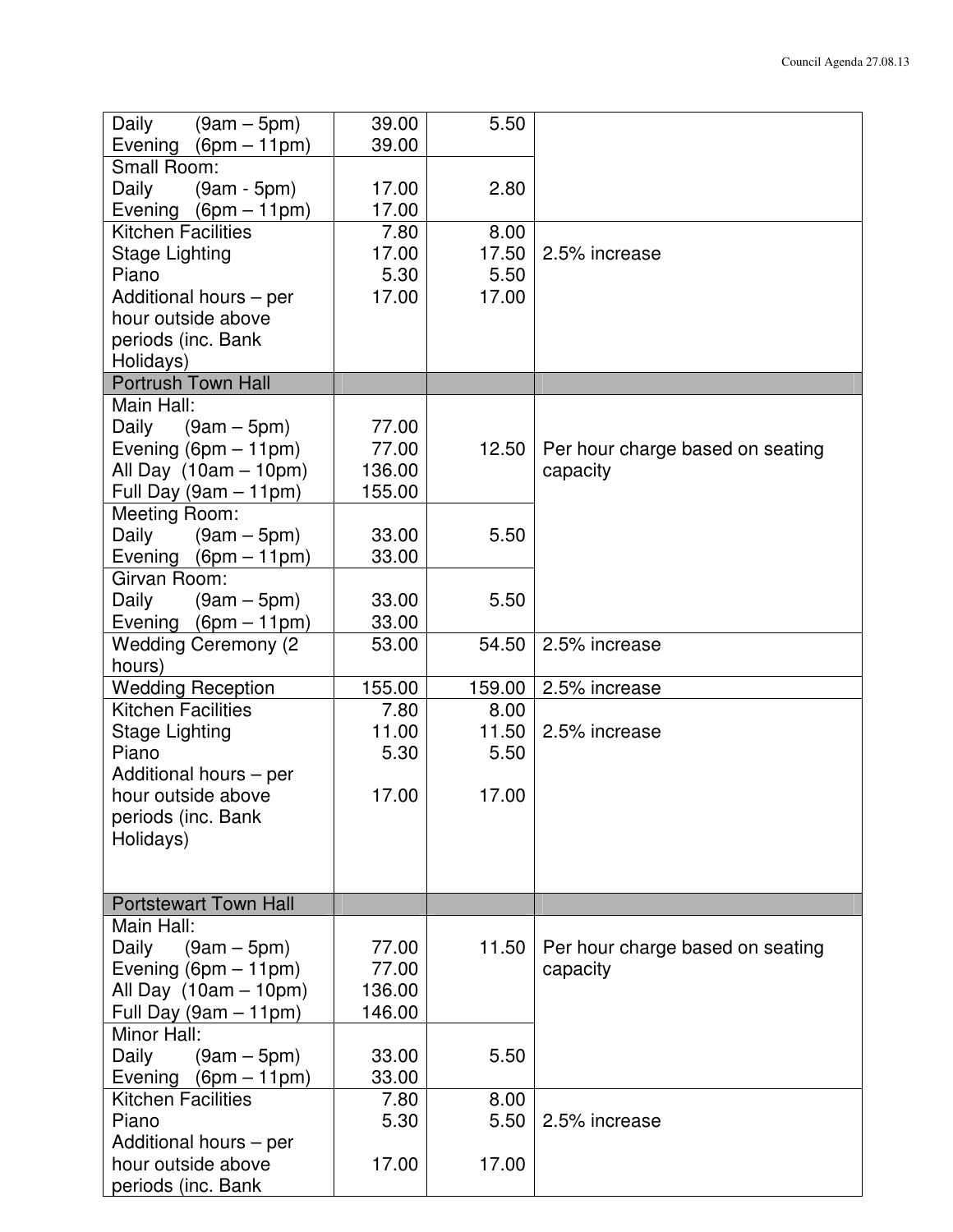| | | | |
|---|---|---|---|
| Daily (9am – 5pm)<br>Evening (6pm – 11pm) | 39.00<br>39.00 | 5.50 | |
| Small Room:<br>Daily (9am - 5pm)<br>Evening (6pm – 11pm) | <br>17.00<br>17.00 | <br>2.80 | |
| Kitchen Facilities<br>Stage Lighting<br>Piano<br>Additional hours – per hour outside above periods (inc. Bank Holidays) | 7.80<br>17.00<br>5.30<br>17.00 | 8.00<br>17.50<br>5.50<br>17.00 | 2.5% increase |
| Portrush Town Hall | | | |
| Main Hall:<br>Daily (9am – 5pm)<br>Evening (6pm – 11pm)<br>All Day (10am – 10pm)<br>Full Day (9am – 11pm) | <br>77.00<br>77.00<br>136.00<br>155.00 | 12.50 | Per hour charge based on seating capacity |
| Meeting Room:<br>Daily (9am – 5pm)<br>Evening (6pm – 11pm) | <br>33.00<br>33.00 | 5.50 | |
| Girvan Room:<br>Daily (9am – 5pm)<br>Evening (6pm – 11pm) | <br>33.00<br>33.00 | 5.50 | |
| Wedding Ceremony (2 hours) | 53.00 | 54.50 | 2.5% increase |
| Wedding Reception | 155.00 | 159.00 | 2.5% increase |
| Kitchen Facilities<br>Stage Lighting<br>Piano<br>Additional hours – per hour outside above periods (inc. Bank Holidays) | 7.80<br>11.00<br>5.30<br><br>17.00 | 8.00<br>11.50<br>5.50<br><br>17.00 | 2.5% increase |
| Portstewart Town Hall | | | |
| Main Hall:<br>Daily (9am – 5pm)<br>Evening (6pm – 11pm)<br>All Day (10am – 10pm)<br>Full Day (9am – 11pm) | <br>77.00<br>77.00<br>136.00<br>146.00 | 11.50 | Per hour charge based on seating capacity |
| Minor Hall:<br>Daily (9am – 5pm)<br>Evening (6pm – 11pm) | <br>33.00<br>33.00 | 5.50 | |
| Kitchen Facilities<br>Piano<br>Additional hours – per hour outside above periods (inc. Bank | 7.80<br>5.30<br><br>17.00 | 8.00<br>5.50<br><br>17.00 | 2.5% increase |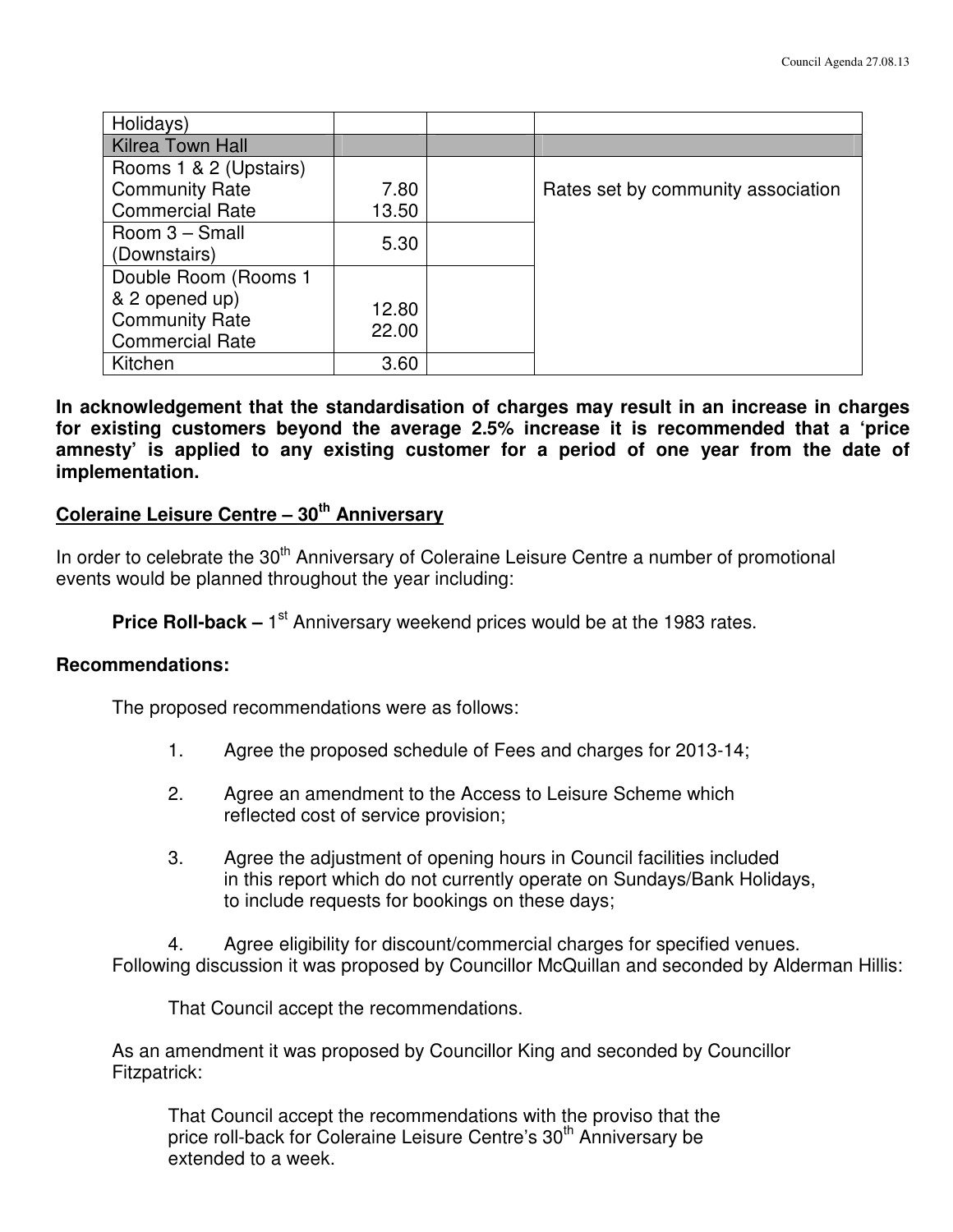| | | | |
|---|---|---|---|
| Holidays) | | | |
| Kilrea Town Hall | | | |
| Rooms 1 & 2 (Upstairs)<br>Community Rate<br>Commercial Rate | 7.80<br>13.50 | | Rates set by community association |
| Room 3 – Small (Downstairs) | 5.30 | | |
| Double Room (Rooms 1 & 2 opened up)<br>Community Rate<br>Commercial Rate | 12.80<br>22.00 | | |
| Kitchen | 3.60 | | |

**In acknowledgement that the standardisation of charges may result in an increase in charges for existing customers beyond the average 2.5% increase it is recommended that a 'price amnesty' is applied to any existing customer for a period of one year from the date of implementation.**

**Coleraine Leisure Centre – 30th Anniversary**

In order to celebrate the 30th Anniversary of Coleraine Leisure Centre a number of promotional events would be planned throughout the year including:

**Price Roll-back –** 1st Anniversary weekend prices would be at the 1983 rates.

**Recommendations:**

The proposed recommendations were as follows:

1. Agree the proposed schedule of Fees and charges for 2013-14;
2. Agree an amendment to the Access to Leisure Scheme which reflected cost of service provision;
3. Agree the adjustment of opening hours in Council facilities included in this report which do not currently operate on Sundays/Bank Holidays, to include requests for bookings on these days;
4. Agree eligibility for discount/commercial charges for specified venues.

Following discussion it was proposed by Councillor McQuillan and seconded by Alderman Hillis:

That Council accept the recommendations.

As an amendment it was proposed by Councillor King and seconded by Councillor Fitzpatrick:

That Council accept the recommendations with the proviso that the price roll-back for Coleraine Leisure Centre's 30th Anniversary be extended to a week.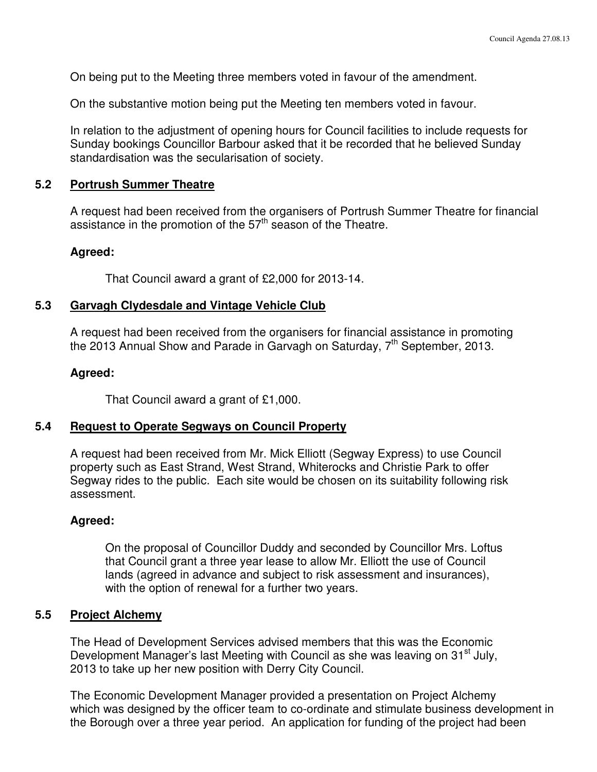On being put to the Meeting three members voted in favour of the amendment.

On the substantive motion being put the Meeting ten members voted in favour.

In relation to the adjustment of opening hours for Council facilities to include requests for Sunday bookings Councillor Barbour asked that it be recorded that he believed Sunday standardisation was the secularisation of society.

### 5.2 Portrush Summer Theatre

A request had been received from the organisers of Portrush Summer Theatre for financial assistance in the promotion of the 57th season of the Theatre.

**Agreed:**

That Council award a grant of £2,000 for 2013-14.

### 5.3 Garvagh Clydesdale and Vintage Vehicle Club

A request had been received from the organisers for financial assistance in promoting the 2013 Annual Show and Parade in Garvagh on Saturday, 7th September, 2013.

**Agreed:**

That Council award a grant of £1,000.

### 5.4 Request to Operate Segways on Council Property

A request had been received from Mr. Mick Elliott (Segway Express) to use Council property such as East Strand, West Strand, Whiterocks and Christie Park to offer Segway rides to the public. Each site would be chosen on its suitability following risk assessment.

**Agreed:**

On the proposal of Councillor Duddy and seconded by Councillor Mrs. Loftus that Council grant a three year lease to allow Mr. Elliott the use of Council lands (agreed in advance and subject to risk assessment and insurances), with the option of renewal for a further two years.

### 5.5 Project Alchemy

The Head of Development Services advised members that this was the Economic Development Manager's last Meeting with Council as she was leaving on 31st July, 2013 to take up her new position with Derry City Council.

The Economic Development Manager provided a presentation on Project Alchemy which was designed by the officer team to co-ordinate and stimulate business development in the Borough over a three year period. An application for funding of the project had been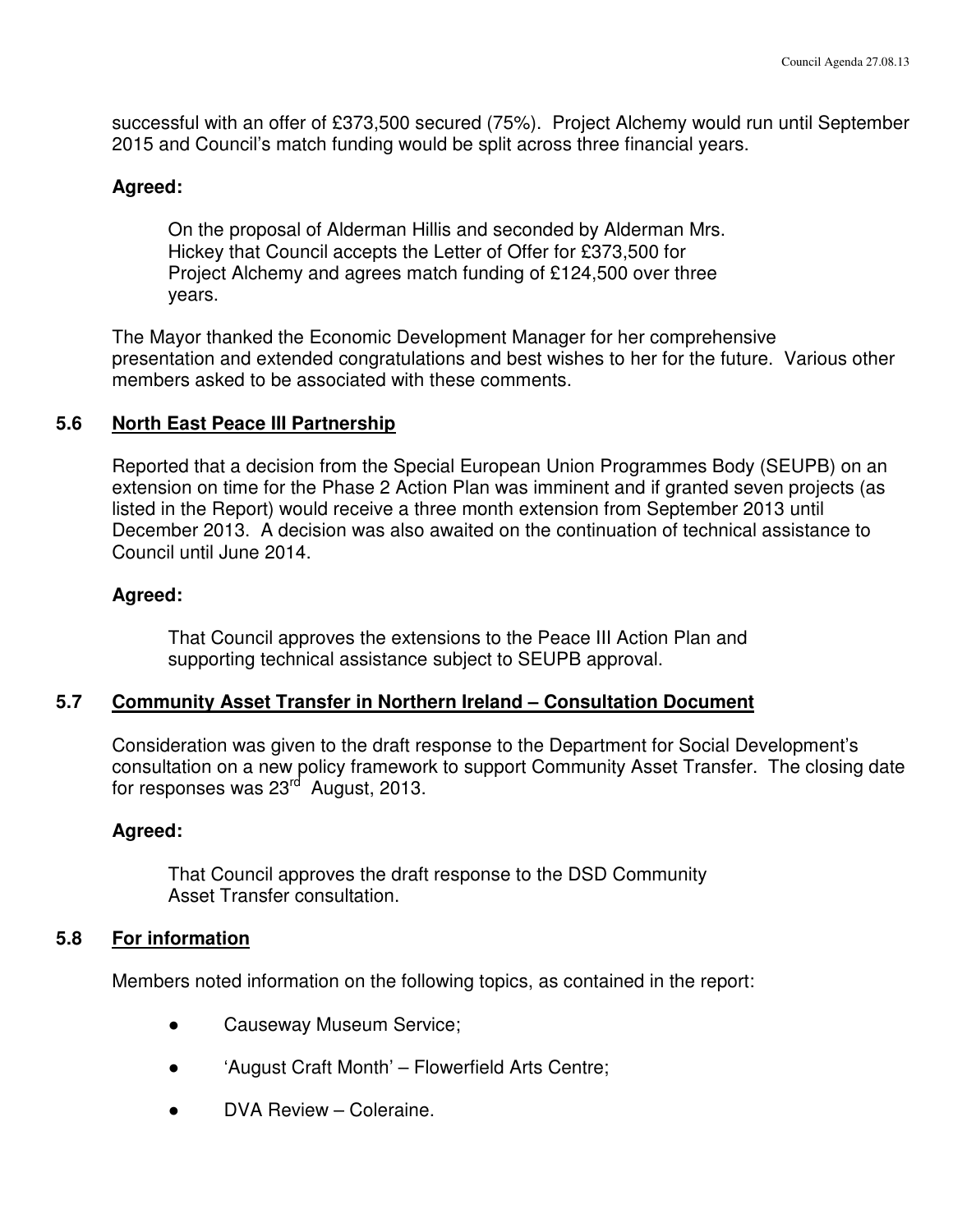successful with an offer of £373,500 secured (75%). Project Alchemy would run until September 2015 and Council's match funding would be split across three financial years.

**Agreed:**

On the proposal of Alderman Hillis and seconded by Alderman Mrs. Hickey that Council accepts the Letter of Offer for £373,500 for Project Alchemy and agrees match funding of £124,500 over three years.

The Mayor thanked the Economic Development Manager for her comprehensive presentation and extended congratulations and best wishes to her for the future. Various other members asked to be associated with these comments.

### 5.6 North East Peace III Partnership

Reported that a decision from the Special European Union Programmes Body (SEUPB) on an extension on time for the Phase 2 Action Plan was imminent and if granted seven projects (as listed in the Report) would receive a three month extension from September 2013 until December 2013. A decision was also awaited on the continuation of technical assistance to Council until June 2014.

**Agreed:**

That Council approves the extensions to the Peace III Action Plan and supporting technical assistance subject to SEUPB approval.

### 5.7 Community Asset Transfer in Northern Ireland – Consultation Document

Consideration was given to the draft response to the Department for Social Development's consultation on a new policy framework to support Community Asset Transfer. The closing date for responses was 23rd August, 2013.

**Agreed:**

That Council approves the draft response to the DSD Community Asset Transfer consultation.

### 5.8 For information

Members noted information on the following topics, as contained in the report:

- Causeway Museum Service;
- 'August Craft Month' – Flowerfield Arts Centre;
- DVA Review – Coleraine.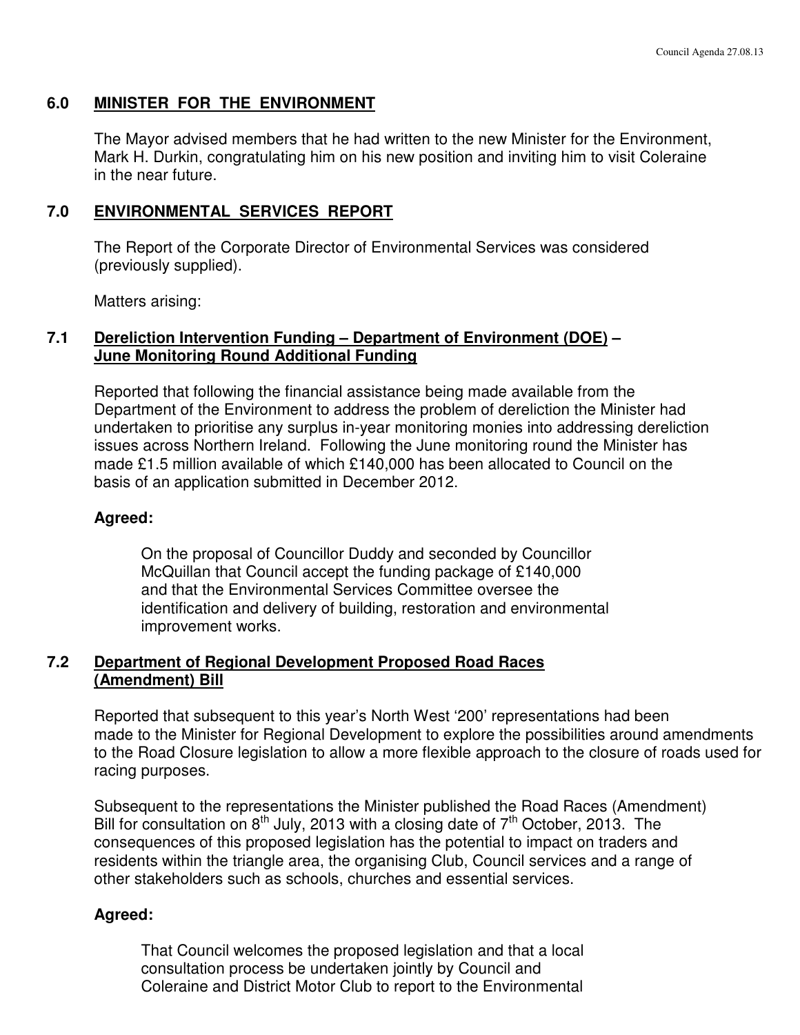## 6.0 MINISTER FOR THE ENVIRONMENT

The Mayor advised members that he had written to the new Minister for the Environment, Mark H. Durkin, congratulating him on his new position and inviting him to visit Coleraine in the near future.

## 7.0 ENVIRONMENTAL SERVICES REPORT

The Report of the Corporate Director of Environmental Services was considered (previously supplied).

Matters arising:

### 7.1 Dereliction Intervention Funding – Department of Environment (DOE) – June Monitoring Round Additional Funding

Reported that following the financial assistance being made available from the Department of the Environment to address the problem of dereliction the Minister had undertaken to prioritise any surplus in-year monitoring monies into addressing dereliction issues across Northern Ireland. Following the June monitoring round the Minister has made £1.5 million available of which £140,000 has been allocated to Council on the basis of an application submitted in December 2012.

**Agreed:**

On the proposal of Councillor Duddy and seconded by Councillor McQuillan that Council accept the funding package of £140,000 and that the Environmental Services Committee oversee the identification and delivery of building, restoration and environmental improvement works.

### 7.2 Department of Regional Development Proposed Road Races (Amendment) Bill

Reported that subsequent to this year's North West '200' representations had been made to the Minister for Regional Development to explore the possibilities around amendments to the Road Closure legislation to allow a more flexible approach to the closure of roads used for racing purposes.

Subsequent to the representations the Minister published the Road Races (Amendment) Bill for consultation on 8th July, 2013 with a closing date of 7th October, 2013. The consequences of this proposed legislation has the potential to impact on traders and residents within the triangle area, the organising Club, Council services and a range of other stakeholders such as schools, churches and essential services.

**Agreed:**

That Council welcomes the proposed legislation and that a local consultation process be undertaken jointly by Council and Coleraine and District Motor Club to report to the Environmental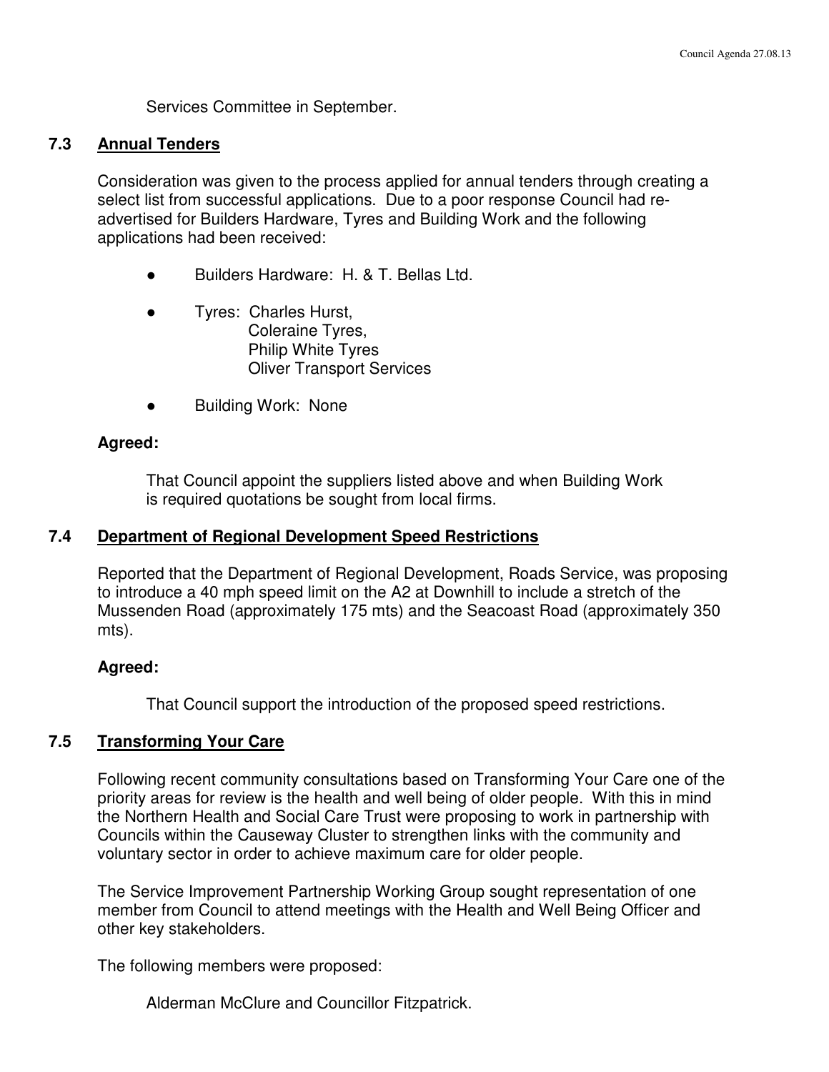Services Committee in September.

### 7.3 Annual Tenders

Consideration was given to the process applied for annual tenders through creating a select list from successful applications. Due to a poor response Council had re-advertised for Builders Hardware, Tyres and Building Work and the following applications had been received:

- Builders Hardware: H. & T. Bellas Ltd.
- Tyres: Charles Hurst,
  Coleraine Tyres,
  Philip White Tyres
  Oliver Transport Services
- Building Work: None

**Agreed:**

That Council appoint the suppliers listed above and when Building Work is required quotations be sought from local firms.

### 7.4 Department of Regional Development Speed Restrictions

Reported that the Department of Regional Development, Roads Service, was proposing to introduce a 40 mph speed limit on the A2 at Downhill to include a stretch of the Mussenden Road (approximately 175 mts) and the Seacoast Road (approximately 350 mts).

**Agreed:**

That Council support the introduction of the proposed speed restrictions.

### 7.5 Transforming Your Care

Following recent community consultations based on Transforming Your Care one of the priority areas for review is the health and well being of older people. With this in mind the Northern Health and Social Care Trust were proposing to work in partnership with Councils within the Causeway Cluster to strengthen links with the community and voluntary sector in order to achieve maximum care for older people.

The Service Improvement Partnership Working Group sought representation of one member from Council to attend meetings with the Health and Well Being Officer and other key stakeholders.

The following members were proposed:

Alderman McClure and Councillor Fitzpatrick.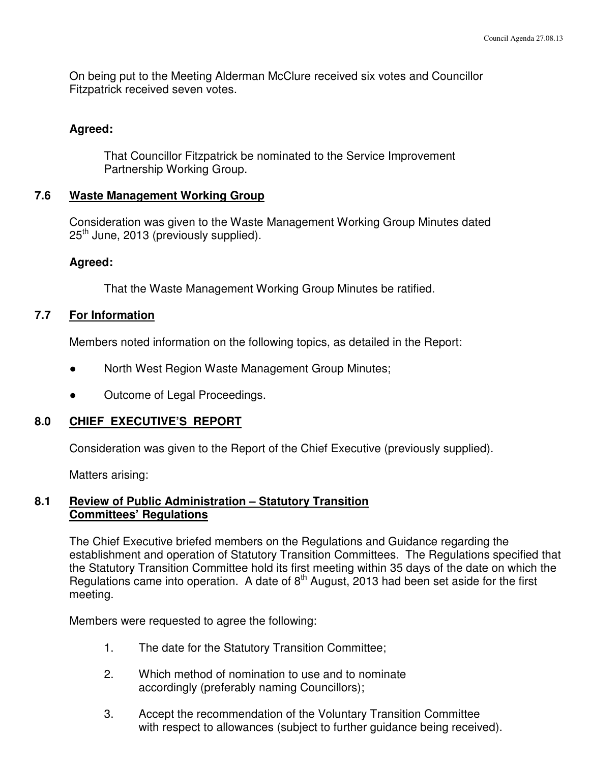On being put to the Meeting Alderman McClure received six votes and Councillor Fitzpatrick received seven votes.

**Agreed:**

That Councillor Fitzpatrick be nominated to the Service Improvement Partnership Working Group.

## 7.6 Waste Management Working Group

Consideration was given to the Waste Management Working Group Minutes dated 25th June, 2013 (previously supplied).

**Agreed:**

That the Waste Management Working Group Minutes be ratified.

## 7.7 For Information

Members noted information on the following topics, as detailed in the Report:

- North West Region Waste Management Group Minutes;
- Outcome of Legal Proceedings.

## 8.0 CHIEF EXECUTIVE'S REPORT

Consideration was given to the Report of the Chief Executive (previously supplied).

Matters arising:

## 8.1 Review of Public Administration – Statutory Transition Committees' Regulations

The Chief Executive briefed members on the Regulations and Guidance regarding the establishment and operation of Statutory Transition Committees. The Regulations specified that the Statutory Transition Committee hold its first meeting within 35 days of the date on which the Regulations came into operation. A date of 8th August, 2013 had been set aside for the first meeting.

Members were requested to agree the following:

1. The date for the Statutory Transition Committee;
2. Which method of nomination to use and to nominate accordingly (preferably naming Councillors);
3. Accept the recommendation of the Voluntary Transition Committee with respect to allowances (subject to further guidance being received).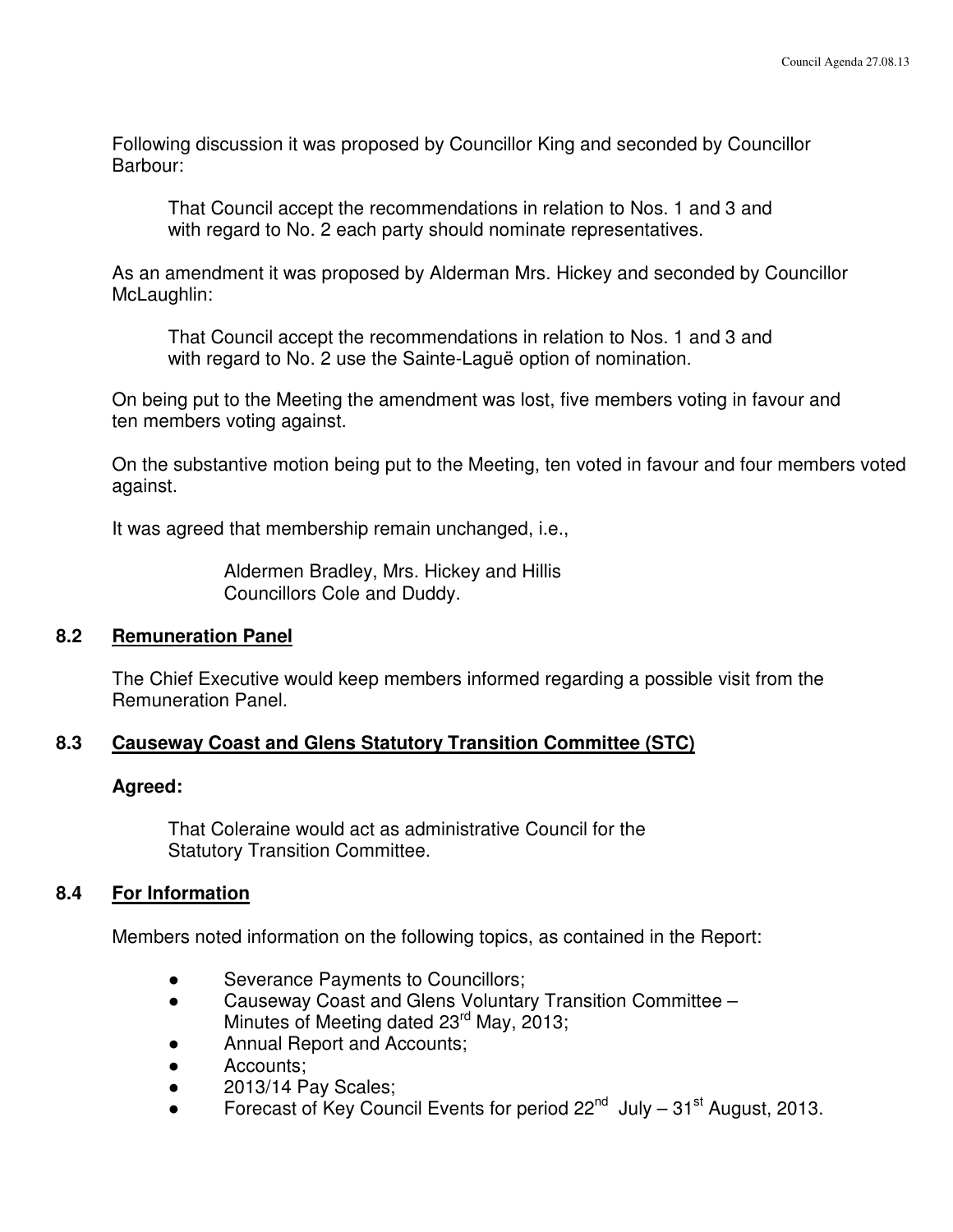Following discussion it was proposed by Councillor King and seconded by Councillor Barbour:

> That Council accept the recommendations in relation to Nos. 1 and 3 and with regard to No. 2 each party should nominate representatives.

As an amendment it was proposed by Alderman Mrs. Hickey and seconded by Councillor McLaughlin:

> That Council accept the recommendations in relation to Nos. 1 and 3 and with regard to No. 2 use the Sainte-Laguë option of nomination.

On being put to the Meeting the amendment was lost, five members voting in favour and ten members voting against.

On the substantive motion being put to the Meeting, ten voted in favour and four members voted against.

It was agreed that membership remain unchanged, i.e.,

> Aldermen Bradley, Mrs. Hickey and Hillis
> Councillors Cole and Duddy.

### 8.2 Remuneration Panel

The Chief Executive would keep members informed regarding a possible visit from the Remuneration Panel.

### 8.3 Causeway Coast and Glens Statutory Transition Committee (STC)

**Agreed:**

> That Coleraine would act as administrative Council for the Statutory Transition Committee.

### 8.4 For Information

Members noted information on the following topics, as contained in the Report:

- Severance Payments to Councillors;
- Causeway Coast and Glens Voluntary Transition Committee – Minutes of Meeting dated 23rd May, 2013;
- Annual Report and Accounts;
- Accounts;
- 2013/14 Pay Scales;
- Forecast of Key Council Events for period 22nd July – 31st August, 2013.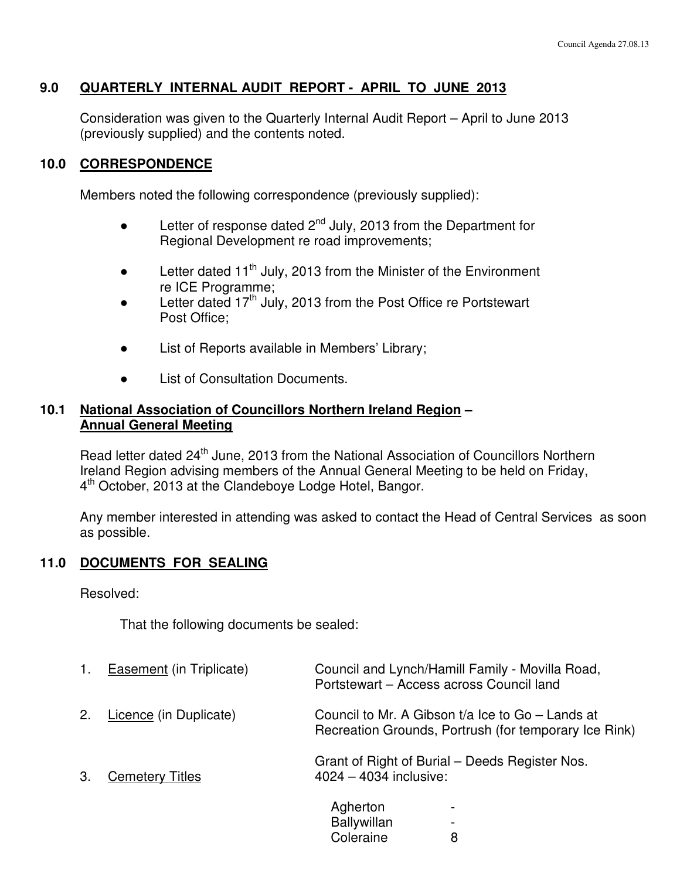## 9.0 QUARTERLY INTERNAL AUDIT REPORT - APRIL TO JUNE 2013

Consideration was given to the Quarterly Internal Audit Report – April to June 2013 (previously supplied) and the contents noted.

## 10.0 CORRESPONDENCE

Members noted the following correspondence (previously supplied):

- Letter of response dated 2nd July, 2013 from the Department for Regional Development re road improvements;
- Letter dated 11th July, 2013 from the Minister of the Environment re ICE Programme;
- Letter dated 17th July, 2013 from the Post Office re Portstewart Post Office;
- List of Reports available in Members' Library;
- List of Consultation Documents.

### 10.1 National Association of Councillors Northern Ireland Region – Annual General Meeting

Read letter dated 24th June, 2013 from the National Association of Councillors Northern Ireland Region advising members of the Annual General Meeting to be held on Friday, 4th October, 2013 at the Clandeboye Lodge Hotel, Bangor.

Any member interested in attending was asked to contact the Head of Central Services as soon as possible.

## 11.0 DOCUMENTS FOR SEALING

Resolved:

That the following documents be sealed:

| | | |
|---|---|---|
| 1. | Easement (in Triplicate) | Council and Lynch/Hamill Family - Movilla Road, Portstewart – Access across Council land |
| 2. | Licence (in Duplicate) | Council to Mr. A Gibson t/a Ice to Go – Lands at Recreation Grounds, Portrush (for temporary Ice Rink) |
| 3. | Cemetery Titles | Grant of Right of Burial – Deeds Register Nos. 4024 – 4034 inclusive: |

| | |
|---|---|
| Agherton | - |
| Ballywillan | - |
| Coleraine | 8 |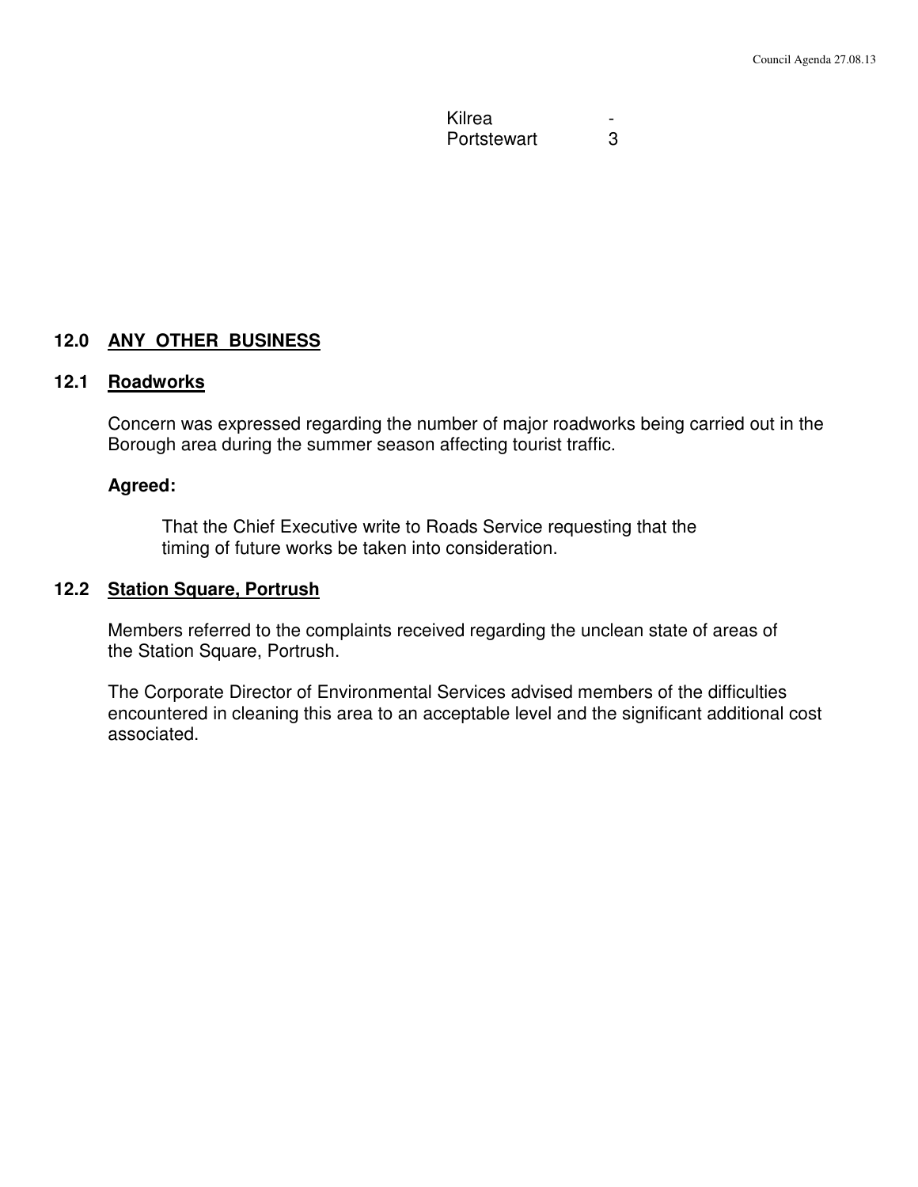| | |
|---|---|
| Kilrea | - |
| Portstewart | 3 |

## 12.0 ANY OTHER BUSINESS

### 12.1 Roadworks

Concern was expressed regarding the number of major roadworks being carried out in the Borough area during the summer season affecting tourist traffic.

**Agreed:**

That the Chief Executive write to Roads Service requesting that the timing of future works be taken into consideration.

### 12.2 Station Square, Portrush

Members referred to the complaints received regarding the unclean state of areas of the Station Square, Portrush.

The Corporate Director of Environmental Services advised members of the difficulties encountered in cleaning this area to an acceptable level and the significant additional cost associated.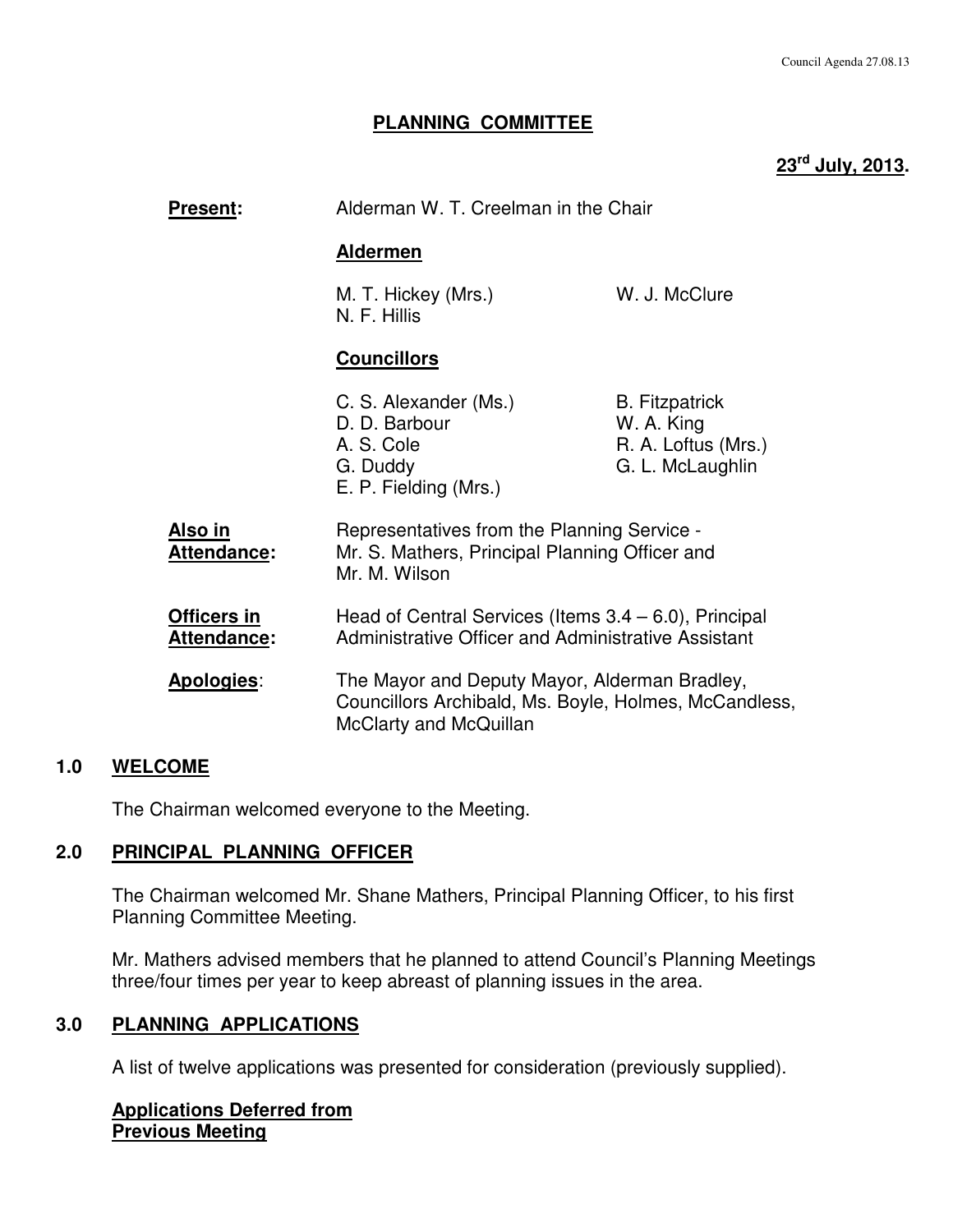## PLANNING COMMITTEE

**23rd July, 2013.**

**Present:** Alderman W. T. Creelman in the Chair

**Aldermen**

M. T. Hickey (Mrs.)
N. F. Hillis
W. J. McClure

**Councillors**

C. S. Alexander (Ms.)
D. D. Barbour
A. S. Cole
G. Duddy
E. P. Fielding (Mrs.)
B. Fitzpatrick
W. A. King
R. A. Loftus (Mrs.)
G. L. McLaughlin

**Also in Attendance:** Representatives from the Planning Service - Mr. S. Mathers, Principal Planning Officer and Mr. M. Wilson

**Officers in Attendance:** Head of Central Services (Items 3.4 – 6.0), Principal Administrative Officer and Administrative Assistant

**Apologies:** The Mayor and Deputy Mayor, Alderman Bradley, Councillors Archibald, Ms. Boyle, Holmes, McCandless, McClarty and McQuillan

### 1.0 WELCOME

The Chairman welcomed everyone to the Meeting.

### 2.0 PRINCIPAL PLANNING OFFICER

The Chairman welcomed Mr. Shane Mathers, Principal Planning Officer, to his first Planning Committee Meeting.

Mr. Mathers advised members that he planned to attend Council's Planning Meetings three/four times per year to keep abreast of planning issues in the area.

### 3.0 PLANNING APPLICATIONS

A list of twelve applications was presented for consideration (previously supplied).

**Applications Deferred from Previous Meeting**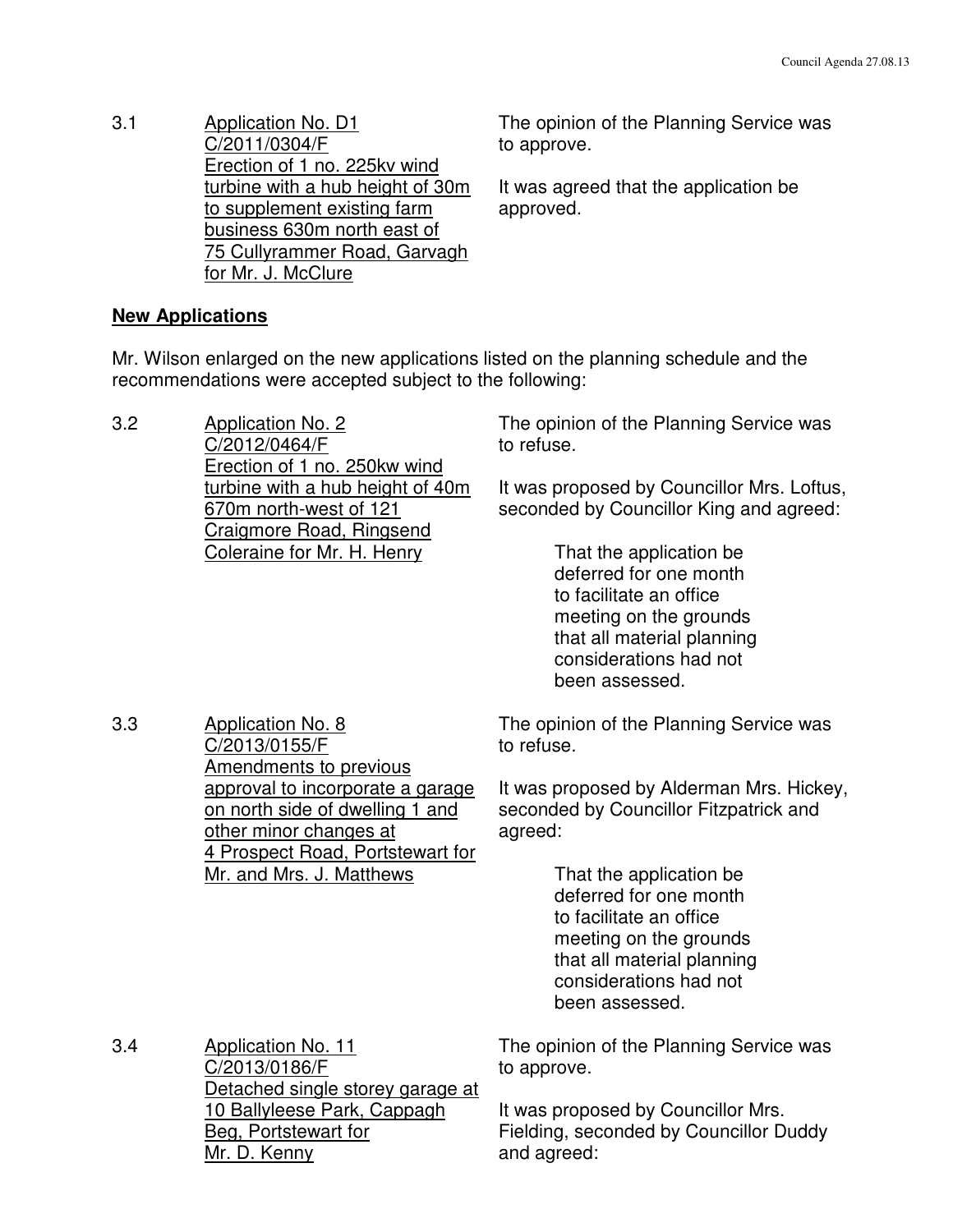3.1 **Application No. D1**
C/2011/0304/F
Erection of 1 no. 225kv wind turbine with a hub height of 30m to supplement existing farm business 630m north east of 75 Cullyrammer Road, Garvagh for Mr. J. McClure

The opinion of the Planning Service was to approve.

It was agreed that the application be approved.

## New Applications

Mr. Wilson enlarged on the new applications listed on the planning schedule and the recommendations were accepted subject to the following:

3.2 Application No. 2
C/2012/0464/F
Erection of 1 no. 250kw wind turbine with a hub height of 40m 670m north-west of 121 Craigmore Road, Ringsend Coleraine for Mr. H. Henry

The opinion of the Planning Service was to refuse.

It was proposed by Councillor Mrs. Loftus, seconded by Councillor King and agreed:

> That the application be deferred for one month to facilitate an office meeting on the grounds that all material planning considerations had not been assessed.

3.3 Application No. 8
C/2013/0155/F
Amendments to previous approval to incorporate a garage on north side of dwelling 1 and other minor changes at 4 Prospect Road, Portstewart for Mr. and Mrs. J. Matthews

The opinion of the Planning Service was to refuse.

It was proposed by Alderman Mrs. Hickey, seconded by Councillor Fitzpatrick and agreed:

> That the application be deferred for one month to facilitate an office meeting on the grounds that all material planning considerations had not been assessed.

3.4 Application No. 11
C/2013/0186/F
Detached single storey garage at 10 Ballyleese Park, Cappagh Beg, Portstewart for Mr. D. Kenny

The opinion of the Planning Service was to approve.

It was proposed by Councillor Mrs. Fielding, seconded by Councillor Duddy and agreed: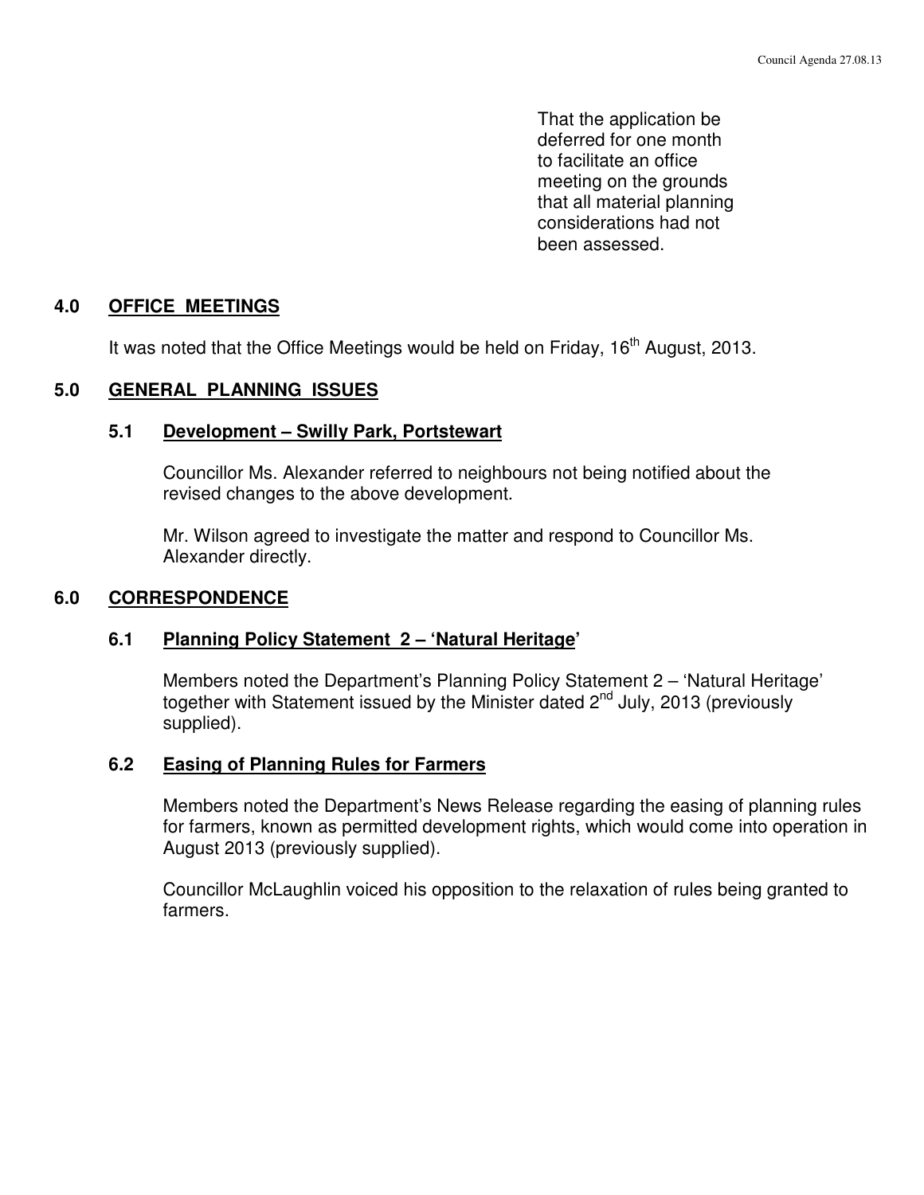That the application be deferred for one month to facilitate an office meeting on the grounds that all material planning considerations had not been assessed.

## 4.0 OFFICE MEETINGS

It was noted that the Office Meetings would be held on Friday, 16th August, 2013.

## 5.0 GENERAL PLANNING ISSUES

### 5.1 Development – Swilly Park, Portstewart

Councillor Ms. Alexander referred to neighbours not being notified about the revised changes to the above development.

Mr. Wilson agreed to investigate the matter and respond to Councillor Ms. Alexander directly.

## 6.0 CORRESPONDENCE

### 6.1 Planning Policy Statement 2 – 'Natural Heritage'

Members noted the Department's Planning Policy Statement 2 – 'Natural Heritage' together with Statement issued by the Minister dated 2nd July, 2013 (previously supplied).

### 6.2 Easing of Planning Rules for Farmers

Members noted the Department's News Release regarding the easing of planning rules for farmers, known as permitted development rights, which would come into operation in August 2013 (previously supplied).

Councillor McLaughlin voiced his opposition to the relaxation of rules being granted to farmers.